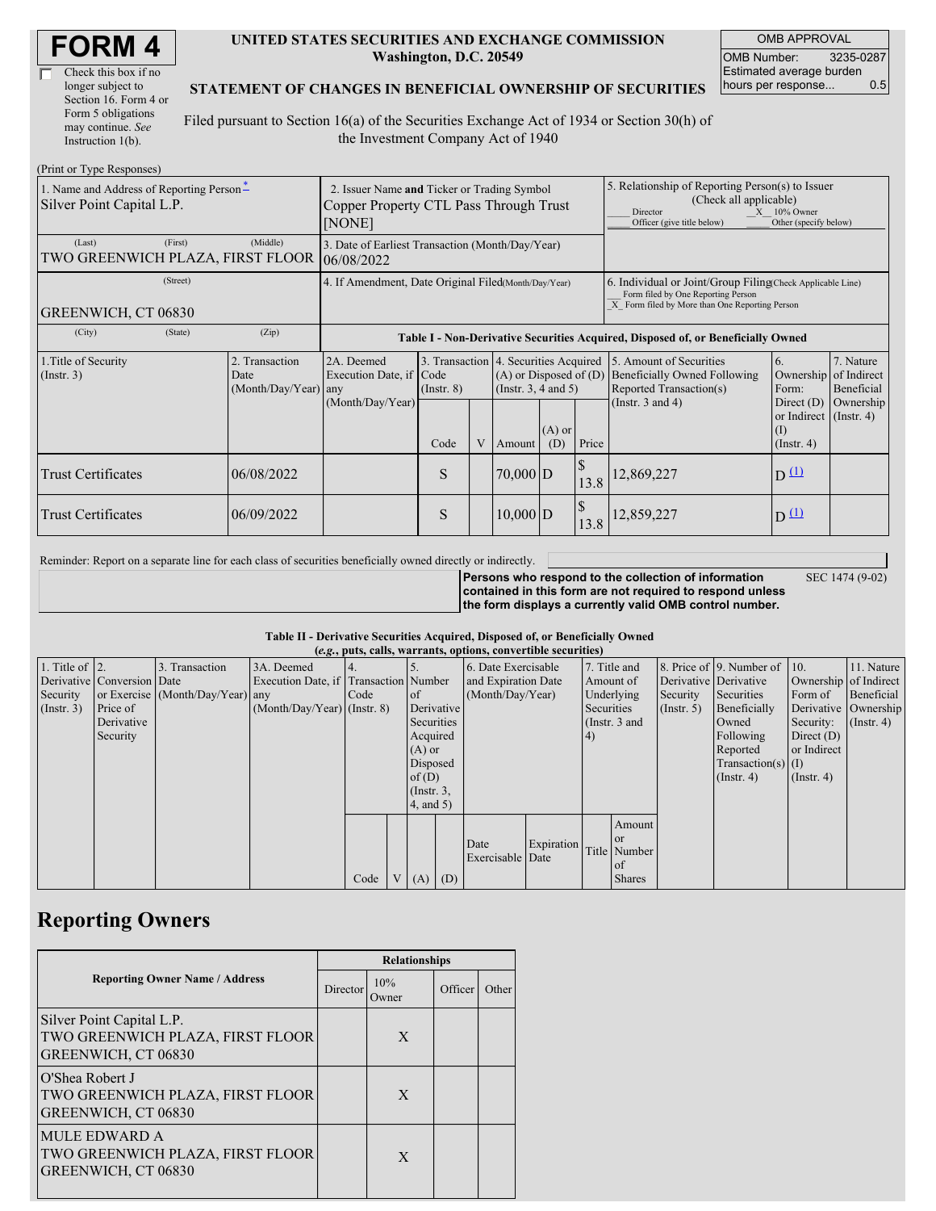# FORM 4

☐ Check this box if no longer subject to Section 16. Form 4 or Form 5 obligations may continue. *See* Instruction 1(b).

**UNITED STATES SECURITIES AND EXCHANGE COMMISSION**
**Washington, D.C. 20549**

**STATEMENT OF CHANGES IN BENEFICIAL OWNERSHIP OF SECURITIES**

Filed pursuant to Section 16(a) of the Securities Exchange Act of 1934 or Section 30(h) of the Investment Company Act of 1940

| OMB APPROVAL | |
|---|---|
| OMB Number: | 3235-0287 |
| Estimated average burden hours per response... | 0.5 |

(Print or Type Responses)

| 1. Name and Address of Reporting Person* | 2. Issuer Name and Ticker or Trading Symbol | 5. Relationship of Reporting Person(s) to Issuer (Check all applicable) |
|---|---|---|
| Silver Point Capital L.P. | Copper Property CTL Pass Through Trust [NONE] | ___ Director _X_ 10% Owner ___ Officer (give title below) ___ Other (specify below) |
| (Last) (First) (Middle) TWO GREENWICH PLAZA, FIRST FLOOR | 3. Date of Earliest Transaction (Month/Day/Year) 06/08/2022 | |
| (Street) GREENWICH, CT 06830 | 4. If Amendment, Date Original Filed(Month/Day/Year) | 6. Individual or Joint/Group Filing(Check Applicable Line) ___ Form filed by One Reporting Person _X_ Form filed by More than One Reporting Person |
| (City) (State) (Zip) | | |

**Table I - Non-Derivative Securities Acquired, Disposed of, or Beneficially Owned**

| 1.Title of Security (Instr. 3) | 2. Transaction Date (Month/Day/Year) | 2A. Deemed Execution Date, if any (Month/Day/Year) | 3. Transaction Code (Instr. 8) | | 4. Securities Acquired (A) or Disposed of (D) (Instr. 3, 4 and 5) | | | 5. Amount of Securities Beneficially Owned Following Reported Transaction(s) (Instr. 3 and 4) | 6. Ownership Form: Direct (D) or Indirect (I) (Instr. 4) | 7. Nature of Indirect Beneficial Ownership (Instr. 4) |
|---|---|---|---|---|---|---|---|---|---|---|
| | | | Code | V | Amount | (A) or (D) | Price | | | |
| Trust Certificates | 06/08/2022 | | S | | 70,000 | D | $ 13.8 | 12,869,227 | D [(1)] | |
| Trust Certificates | 06/09/2022 | | S | | 10,000 | D | $ 13.8 | 12,859,227 | D [(1)] | |

Reminder: Report on a separate line for each class of securities beneficially owned directly or indirectly.

**Persons who respond to the collection of information contained in this form are not required to respond unless the form displays a currently valid OMB control number.** SEC 1474 (9-02)

**Table II - Derivative Securities Acquired, Disposed of, or Beneficially Owned**
**(*e.g.*, puts, calls, warrants, options, convertible securities)**

| 1. Title of Derivative Security (Instr. 3) | 2. Conversion or Exercise Price of Derivative Security | 3. Transaction Date (Month/Day/Year) | 3A. Deemed Execution Date, if any (Month/Day/Year) | 4. Transaction Code (Instr. 8) | | 5. Number of Derivative Securities Acquired (A) or Disposed of (D) (Instr. 3, 4, and 5) | | 6. Date Exercisable and Expiration Date (Month/Day/Year) | | 7. Title and Amount of Underlying Securities (Instr. 3 and 4) | | 8. Price of Derivative Security (Instr. 5) | 9. Number of Derivative Securities Beneficially Owned Following Reported Transaction(s) (Instr. 4) | 10. Ownership Form of Derivative Security: Direct (D) or Indirect (I) (Instr. 4) | 11. Nature of Indirect Beneficial Ownership (Instr. 4) |
|---|---|---|---|---|---|---|---|---|---|---|---|---|---|---|---|
| | | | | Code | V | (A) | (D) | Date Exercisable | Expiration Date | Title | Amount or Number of Shares | | | | |

## Reporting Owners

| Reporting Owner Name / Address | Relationships | | | |
|---|---|---|---|---|
| | Director | 10% Owner | Officer | Other |
| Silver Point Capital L.P. TWO GREENWICH PLAZA, FIRST FLOOR GREENWICH, CT 06830 | | X | | |
| O'Shea Robert J TWO GREENWICH PLAZA, FIRST FLOOR GREENWICH, CT 06830 | | X | | |
| MULE EDWARD A TWO GREENWICH PLAZA, FIRST FLOOR GREENWICH, CT 06830 | | X | | |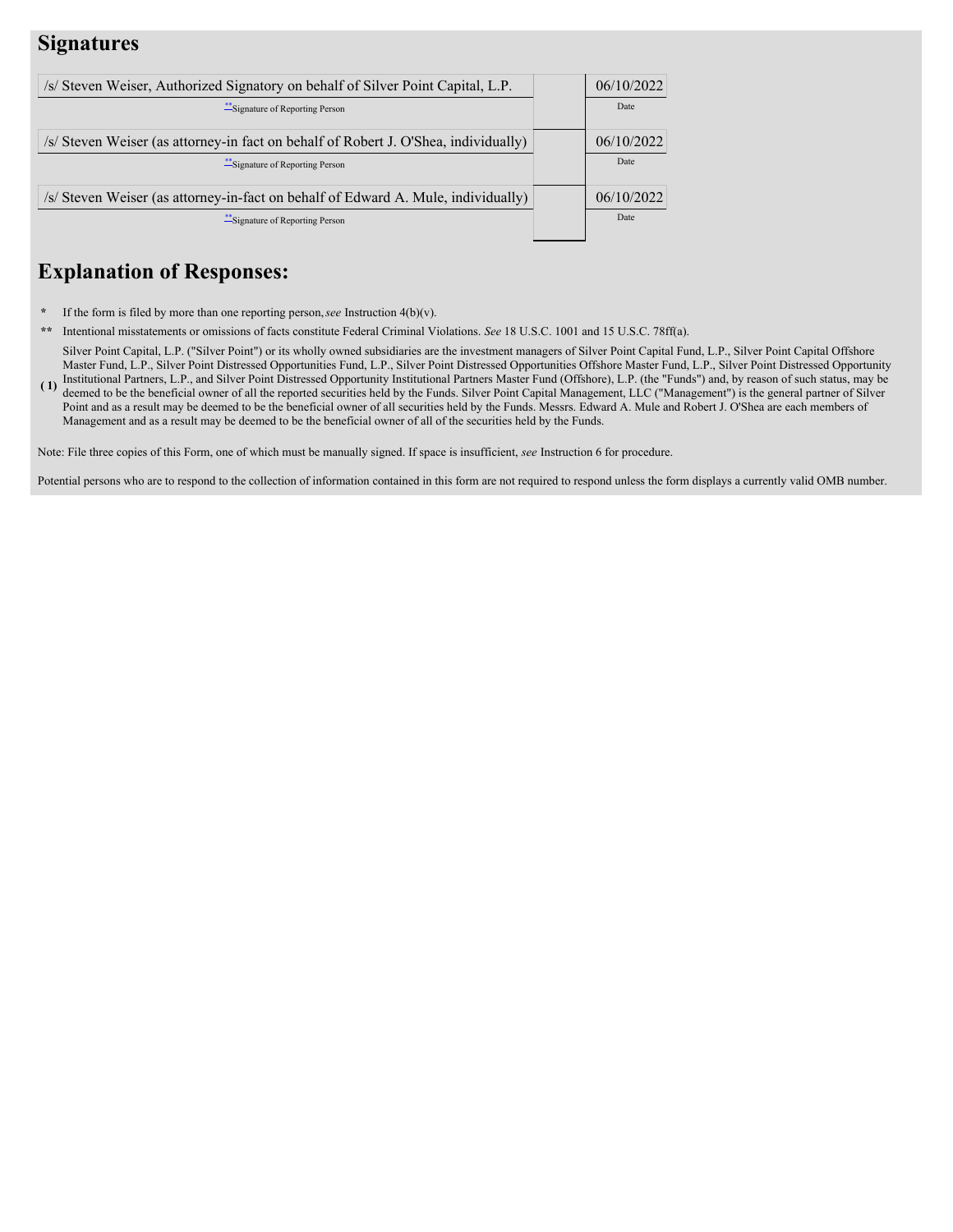## Signatures

| | | |
|---|---|---|
| /s/ Steven Weiser, Authorized Signatory on behalf of Silver Point Capital, L.P. | | 06/10/2022 |
| **Signature of Reporting Person | | Date |
| /s/ Steven Weiser (as attorney-in fact on behalf of Robert J. O'Shea, individually) | | 06/10/2022 |
| **Signature of Reporting Person | | Date |
| /s/ Steven Weiser (as attorney-in-fact on behalf of Edward A. Mule, individually) | | 06/10/2022 |
| **Signature of Reporting Person | | Date |

## Explanation of Responses:

\* If the form is filed by more than one reporting person, *see* Instruction 4(b)(v).

\*\* Intentional misstatements or omissions of facts constitute Federal Criminal Violations. *See* 18 U.S.C. 1001 and 15 U.S.C. 78ff(a).

( 1) Silver Point Capital, L.P. ("Silver Point") or its wholly owned subsidiaries are the investment managers of Silver Point Capital Fund, L.P., Silver Point Capital Offshore Master Fund, L.P., Silver Point Distressed Opportunities Fund, L.P., Silver Point Distressed Opportunities Offshore Master Fund, L.P., Silver Point Distressed Opportunity Institutional Partners, L.P., and Silver Point Distressed Opportunity Institutional Partners Master Fund (Offshore), L.P. (the "Funds") and, by reason of such status, may be deemed to be the beneficial owner of all the reported securities held by the Funds. Silver Point Capital Management, LLC ("Management") is the general partner of Silver Point and as a result may be deemed to be the beneficial owner of all securities held by the Funds. Messrs. Edward A. Mule and Robert J. O'Shea are each members of Management and as a result may be deemed to be the beneficial owner of all of the securities held by the Funds.

Note: File three copies of this Form, one of which must be manually signed. If space is insufficient, *see* Instruction 6 for procedure.

Potential persons who are to respond to the collection of information contained in this form are not required to respond unless the form displays a currently valid OMB number.